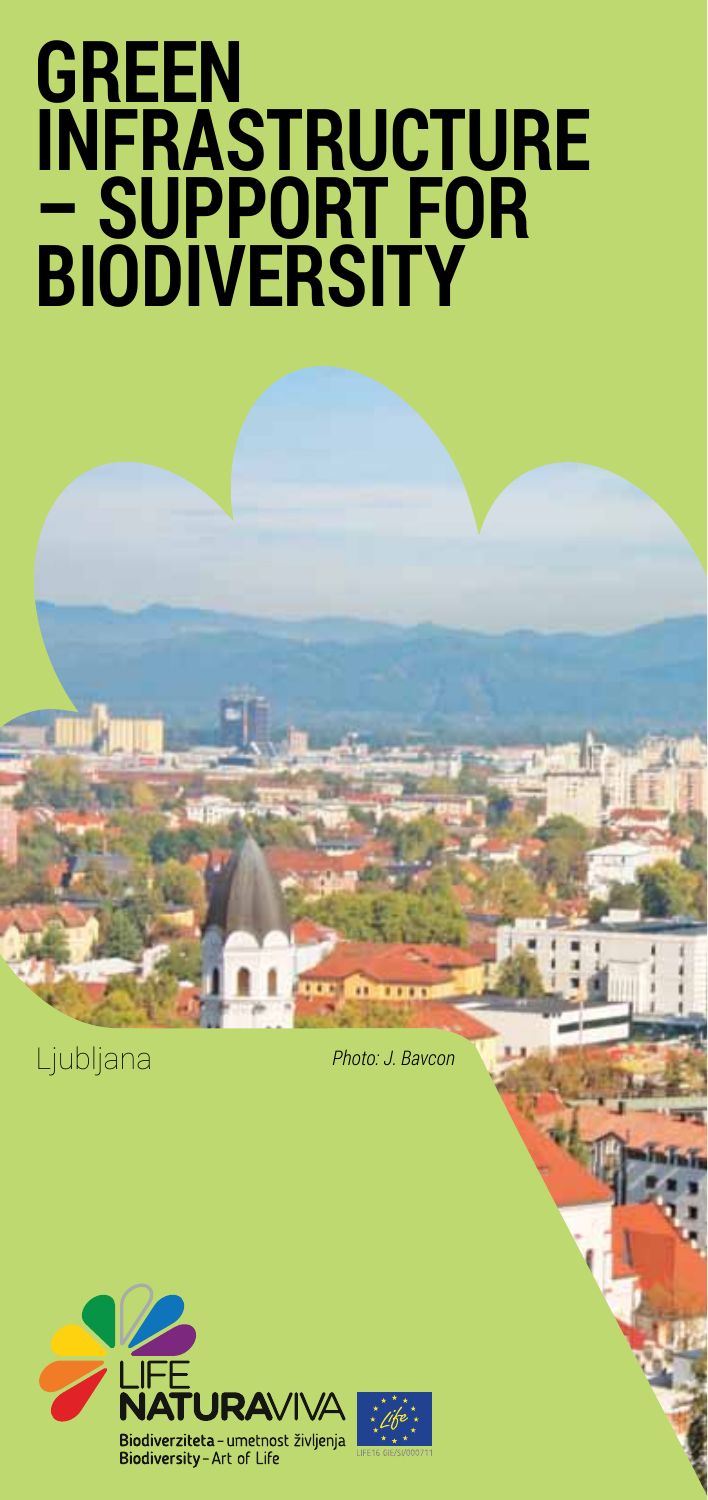# GREEN INFRASTRUCTURE – SUPPORT FOR BIODIVERSITY

Ljubljana *Photo: J. Bavcon*

LIFE NATURAVIVA

Biodiverziteta – umetnost življenja
Biodiversity – Art of Life

LIFE16 GIE/SI/000711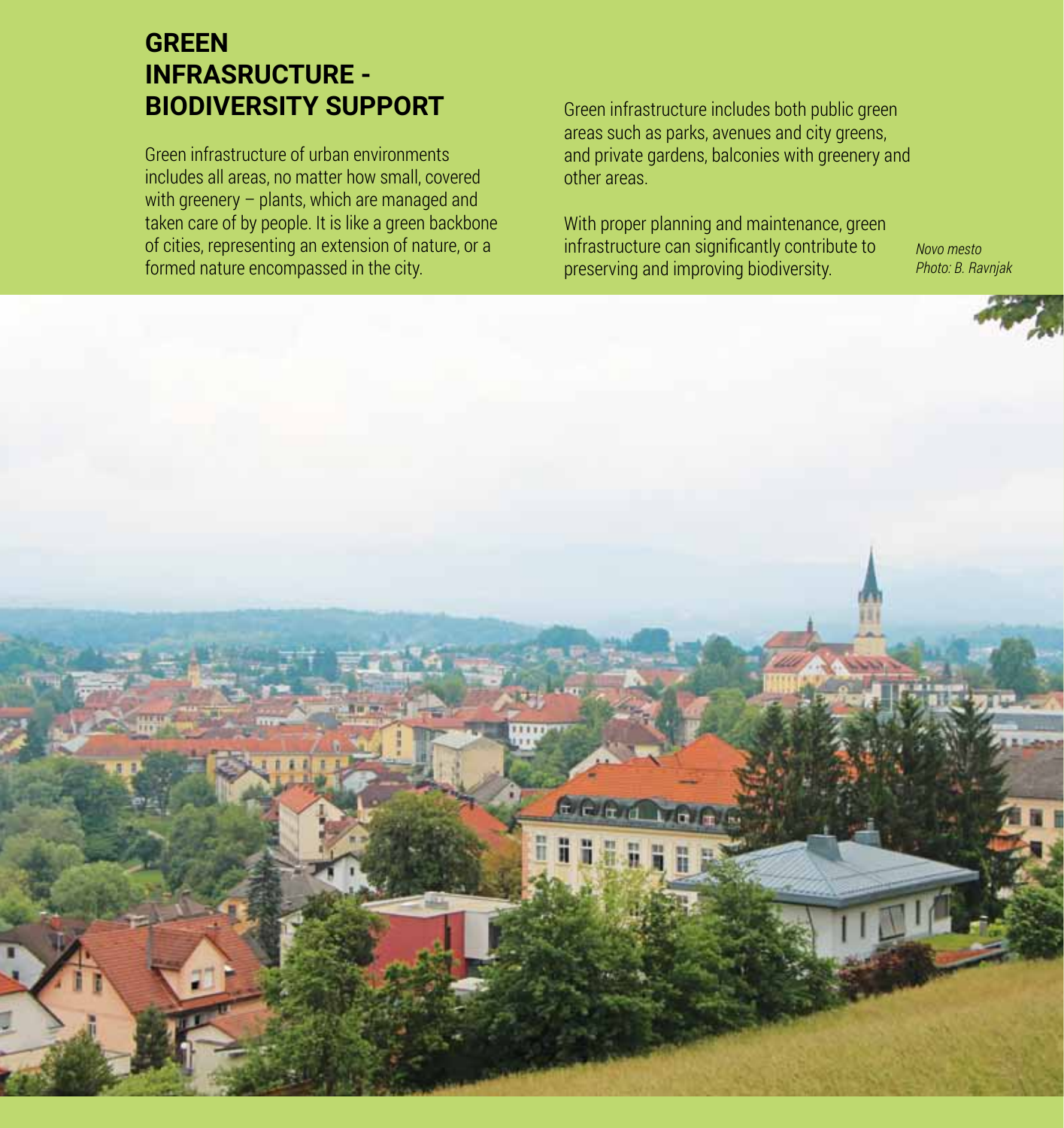# GREEN INFRASRUCTURE - BIODIVERSITY SUPPORT

Green infrastructure of urban environments includes all areas, no matter how small, covered with greenery – plants, which are managed and taken care of by people. It is like a green backbone of cities, representing an extension of nature, or a formed nature encompassed in the city.

Green infrastructure includes both public green areas such as parks, avenues and city greens, and private gardens, balconies with greenery and other areas.

With proper planning and maintenance, green infrastructure can significantly contribute to preserving and improving biodiversity.

*Novo mesto*
*Photo: B. Ravnjak*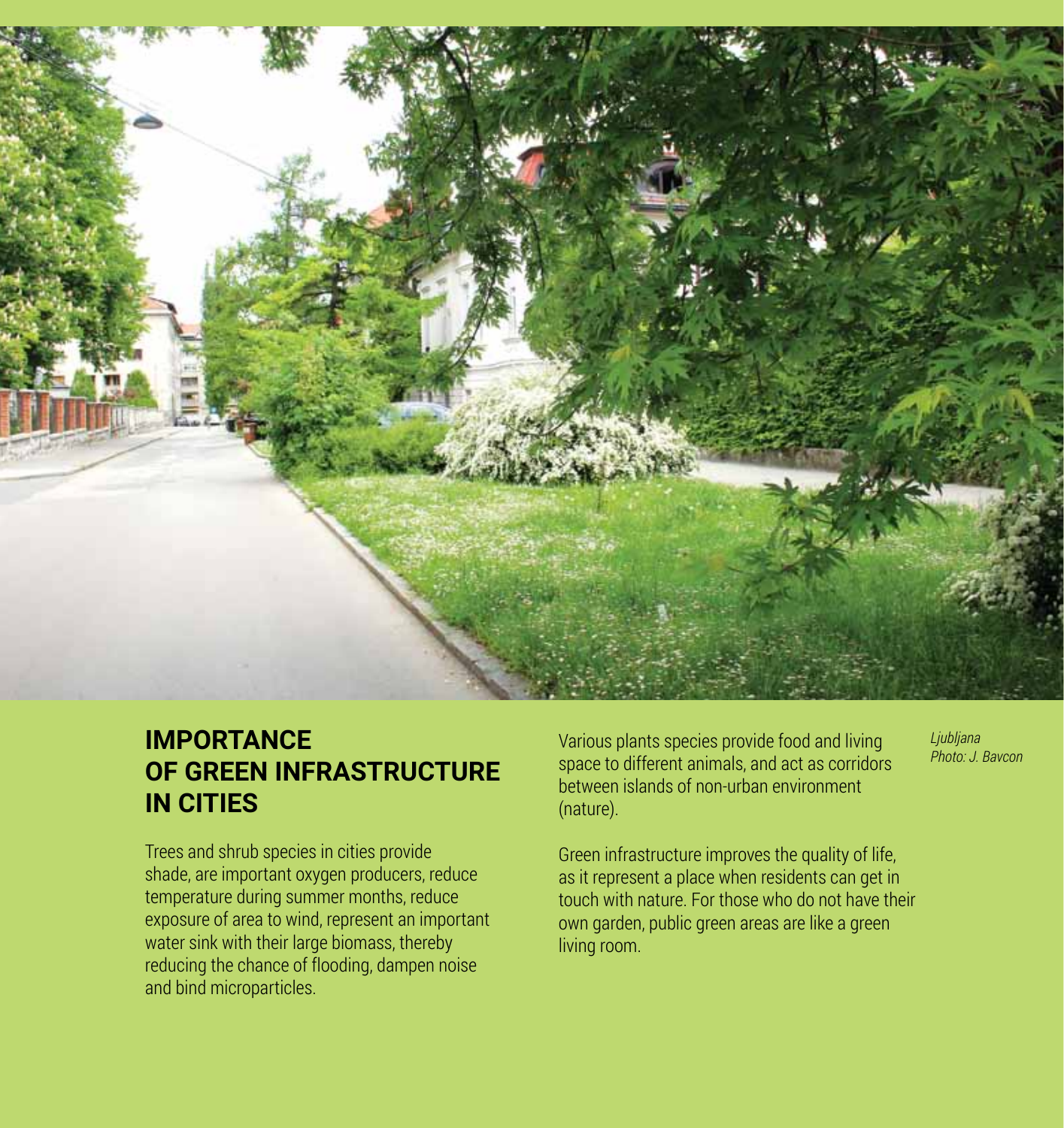## IMPORTANCE OF GREEN INFRASTRUCTURE IN CITIES

Trees and shrub species in cities provide shade, are important oxygen producers, reduce temperature during summer months, reduce exposure of area to wind, represent an important water sink with their large biomass, thereby reducing the chance of flooding, dampen noise and bind microparticles.

Various plants species provide food and living space to different animals, and act as corridors between islands of non-urban environment (nature).

Green infrastructure improves the quality of life, as it represent a place when residents can get in touch with nature. For those who do not have their own garden, public green areas are like a green living room.

*Ljubljana*
*Photo: J. Bavcon*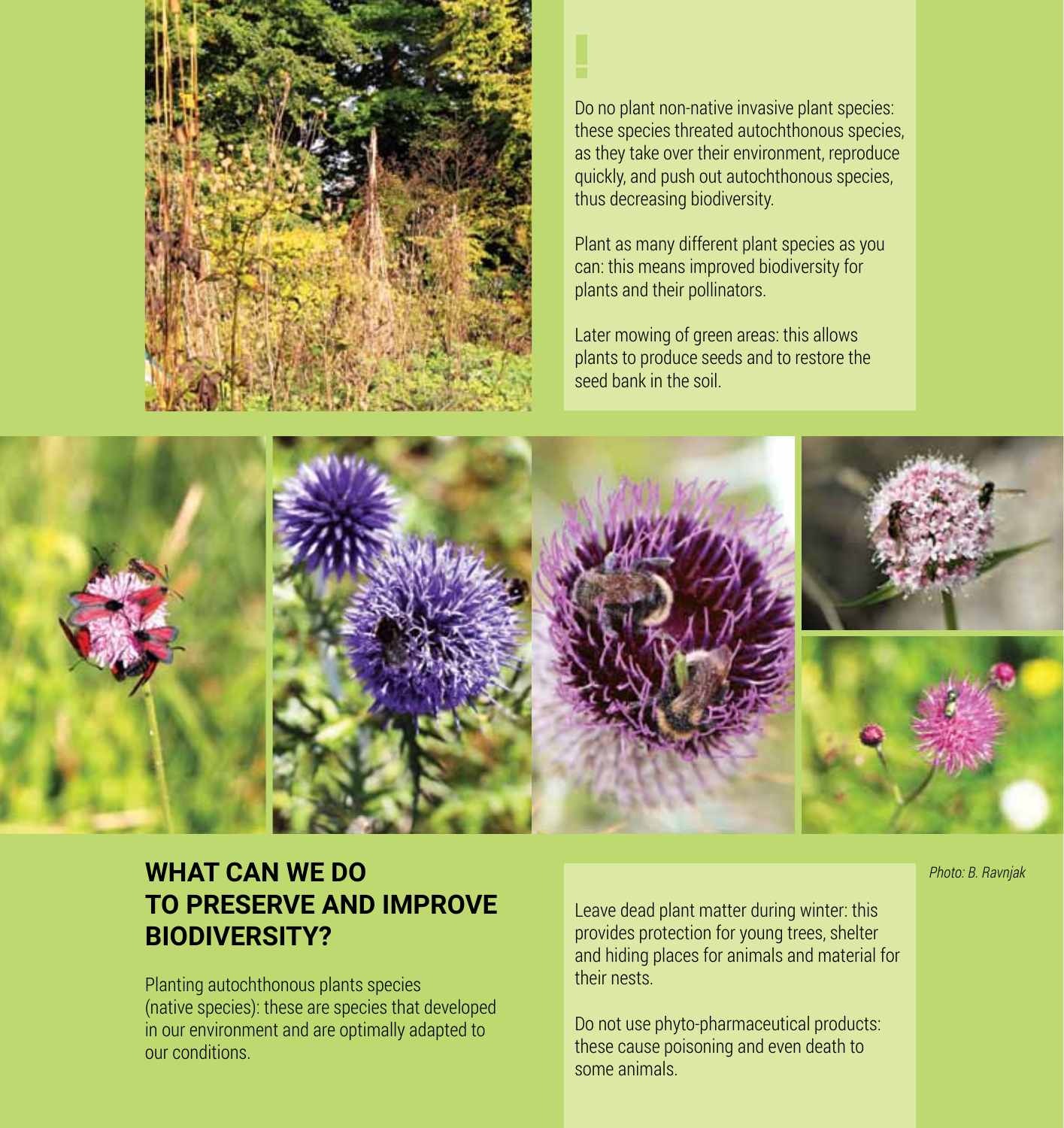Do no plant non-native invasive plant species: these species threated autochthonous species, as they take over their environment, reproduce quickly, and push out autochthonous species, thus decreasing biodiversity.

Plant as many different plant species as you can: this means improved biodiversity for plants and their pollinators.

Later mowing of green areas: this allows plants to produce seeds and to restore the seed bank in the soil.

*Photo: B. Ravnjak*

## WHAT CAN WE DO TO PRESERVE AND IMPROVE BIODIVERSITY?

Planting autochthonous plants species (native species): these are species that developed in our environment and are optimally adapted to our conditions.

Leave dead plant matter during winter: this provides protection for young trees, shelter and hiding places for animals and material for their nests.

Do not use phyto-pharmaceutical products: these cause poisoning and even death to some animals.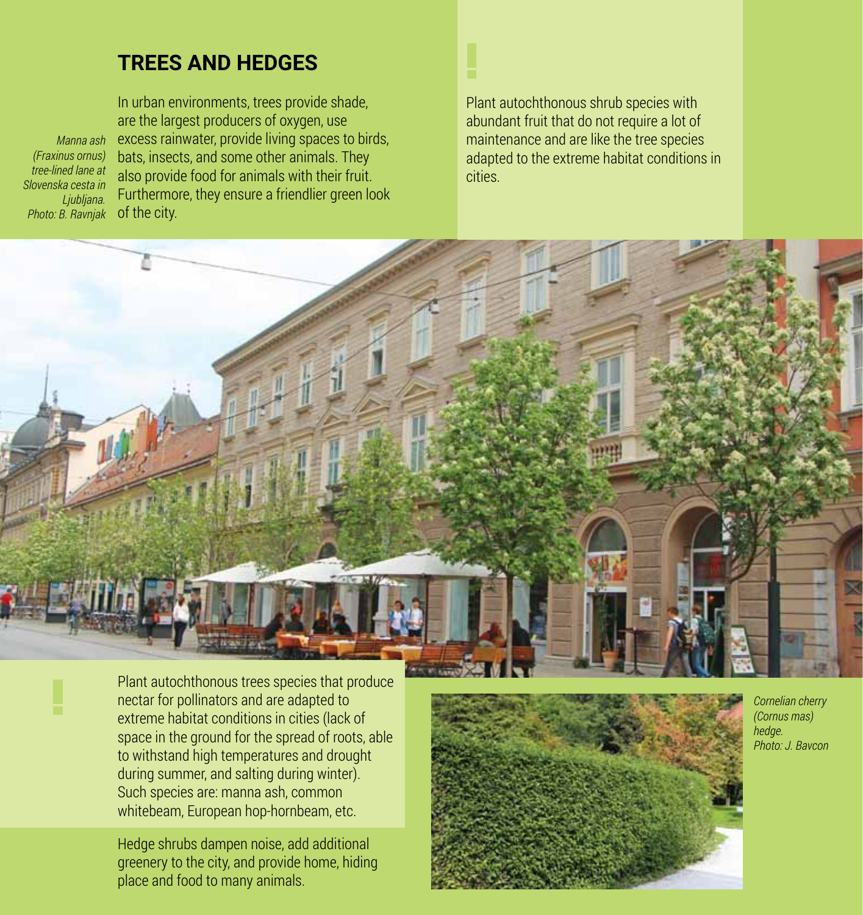## TREES AND HEDGES

In urban environments, trees provide shade, are the largest producers of oxygen, use excess rainwater, provide living spaces to birds, bats, insects, and some other animals. They also provide food for animals with their fruit. Furthermore, they ensure a friendlier green look of the city.

*Manna ash (Fraxinus ornus) tree-lined lane at Slovenska cesta in Ljubljana. Photo: B. Ravnjak*

**!**

Plant autochthonous shrub species with abundant fruit that do not require a lot of maintenance and are like the tree species adapted to the extreme habitat conditions in cities.

**!**

Plant autochthonous trees species that produce nectar for pollinators and are adapted to extreme habitat conditions in cities (lack of space in the ground for the spread of roots, able to withstand high temperatures and drought during summer, and salting during winter). Such species are: manna ash, common whitebeam, European hop-hornbeam, etc.

Hedge shrubs dampen noise, add additional greenery to the city, and provide home, hiding place and food to many animals.

*Cornelian cherry (Cornus mas) hedge. Photo: J. Bavcon*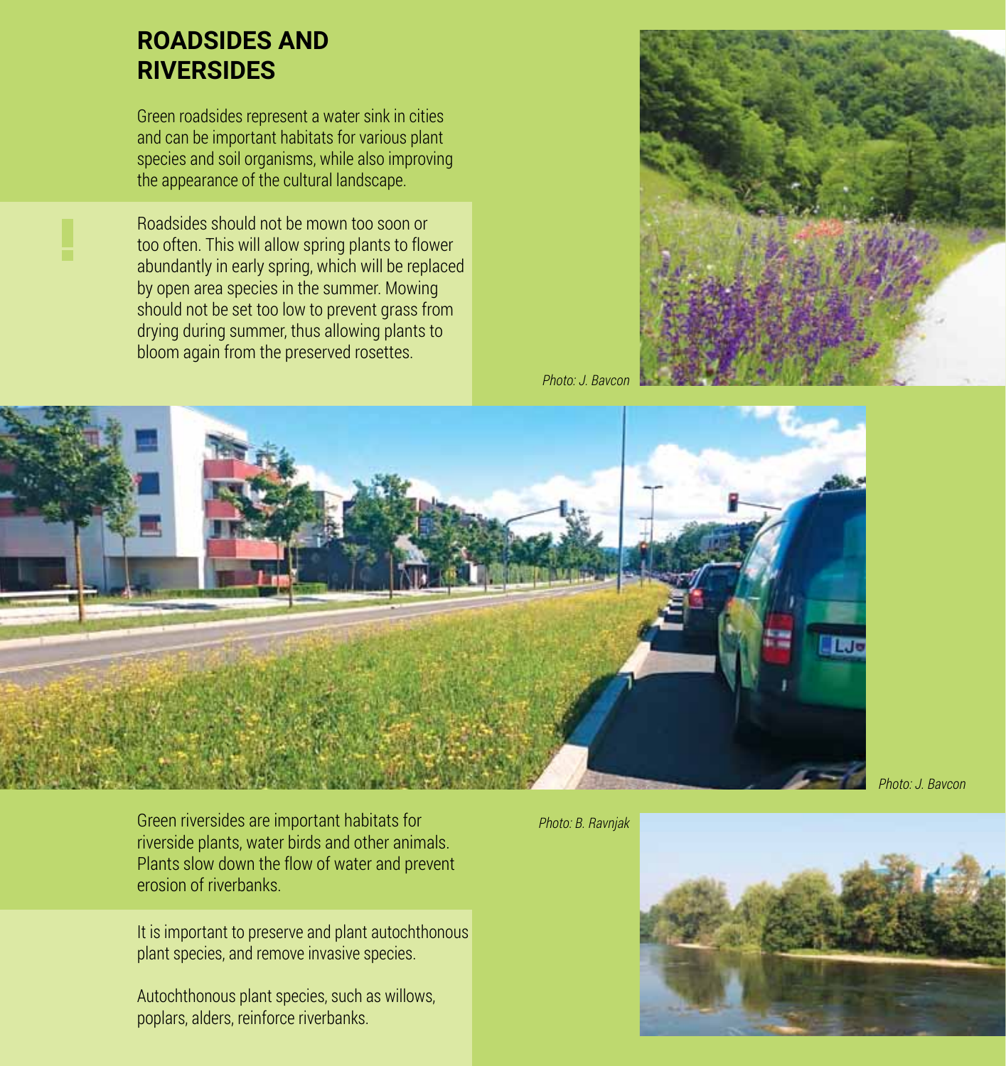## ROADSIDES AND RIVERSIDES

Green roadsides represent a water sink in cities and can be important habitats for various plant species and soil organisms, while also improving the appearance of the cultural landscape.

!

Roadsides should not be mown too soon or too often. This will allow spring plants to flower abundantly in early spring, which will be replaced by open area species in the summer. Mowing should not be set too low to prevent grass from drying during summer, thus allowing plants to bloom again from the preserved rosettes.

*Photo: J. Bavcon*

*Photo: J. Bavcon*

Green riversides are important habitats for riverside plants, water birds and other animals. Plants slow down the flow of water and prevent erosion of riverbanks.

*Photo: B. Ravnjak*

It is important to preserve and plant autochthonous plant species, and remove invasive species.

Autochthonous plant species, such as willows, poplars, alders, reinforce riverbanks.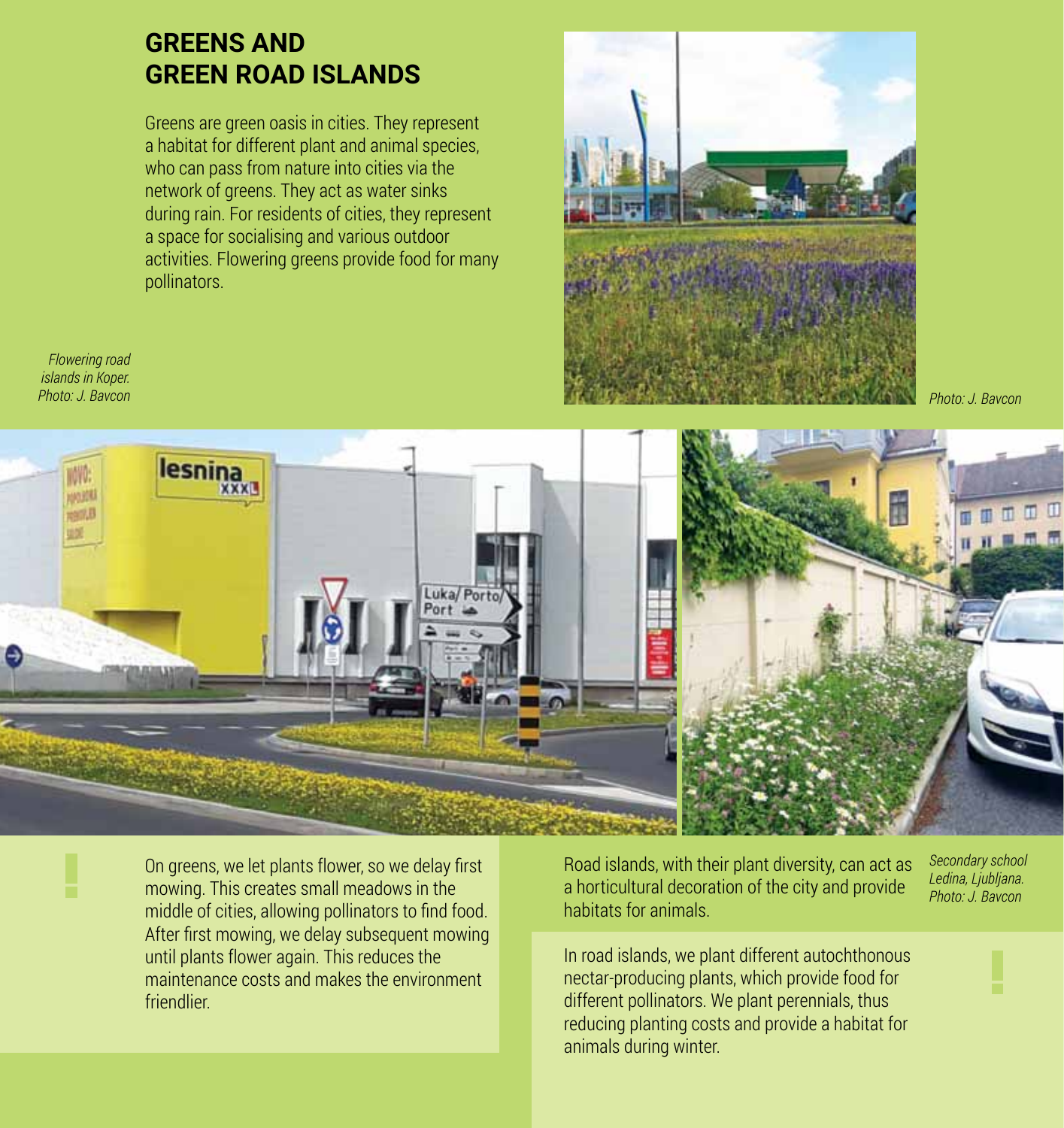## GREENS AND GREEN ROAD ISLANDS

Greens are green oasis in cities. They represent a habitat for different plant and animal species, who can pass from nature into cities via the network of greens. They act as water sinks during rain. For residents of cities, they represent a space for socialising and various outdoor activities. Flowering greens provide food for many pollinators.

*Flowering road islands in Koper. Photo: J. Bavcon*

*Photo: J. Bavcon*

On greens, we let plants flower, so we delay first mowing. This creates small meadows in the middle of cities, allowing pollinators to find food. After first mowing, we delay subsequent mowing until plants flower again. This reduces the maintenance costs and makes the environment friendlier.

Road islands, with their plant diversity, can act as a horticultural decoration of the city and provide habitats for animals.

*Secondary school Ledina, Ljubljana. Photo: J. Bavcon*

In road islands, we plant different autochthonous nectar-producing plants, which provide food for different pollinators. We plant perennials, thus reducing planting costs and provide a habitat for animals during winter.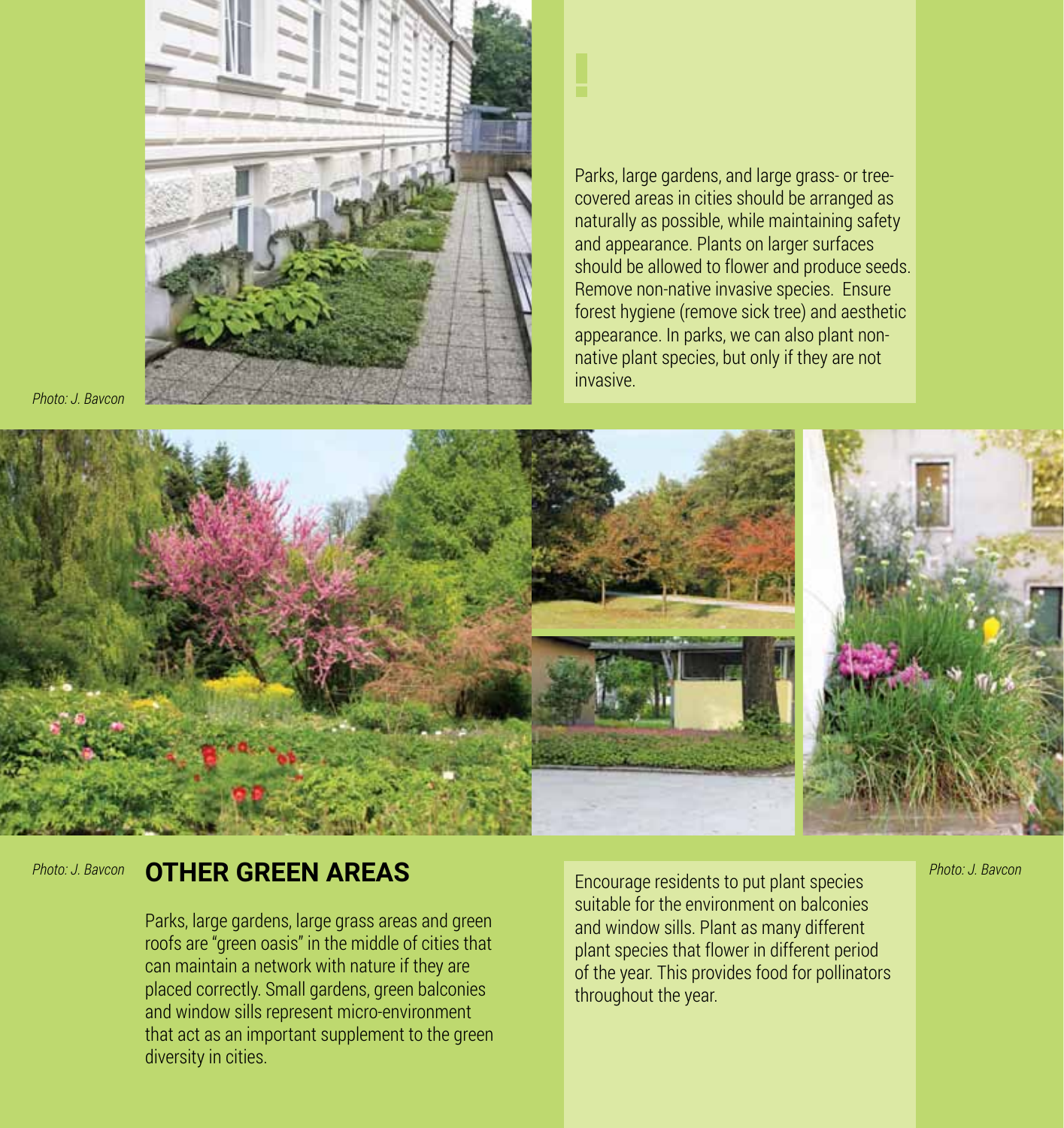Photo: J. Bavcon

Parks, large gardens, and large grass- or tree-covered areas in cities should be arranged as naturally as possible, while maintaining safety and appearance. Plants on larger surfaces should be allowed to flower and produce seeds. Remove non-native invasive species. Ensure forest hygiene (remove sick tree) and aesthetic appearance. In parks, we can also plant non-native plant species, but only if they are not invasive.

Photo: J. Bavcon

## OTHER GREEN AREAS

Parks, large gardens, large grass areas and green roofs are "green oasis" in the middle of cities that can maintain a network with nature if they are placed correctly. Small gardens, green balconies and window sills represent micro-environment that act as an important supplement to the green diversity in cities.

Encourage residents to put plant species suitable for the environment on balconies and window sills. Plant as many different plant species that flower in different period of the year. This provides food for pollinators throughout the year.

Photo: J. Bavcon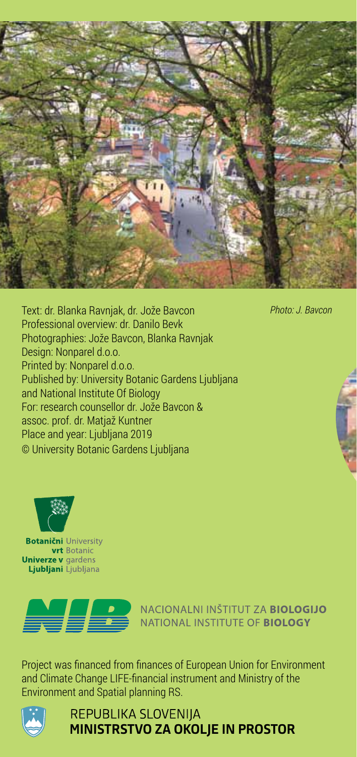*Photo: J. Bavcon*

Text: dr. Blanka Ravnjak, dr. Jože Bavcon
Professional overview: dr. Danilo Bevk
Photographies: Jože Bavcon, Blanka Ravnjak
Design: Nonparel d.o.o.
Printed by: Nonparel d.o.o.
Published by: University Botanic Gardens Ljubljana
and National Institute Of Biology
For: research counsellor dr. Jože Bavcon &
assoc. prof. dr. Matjaž Kuntner
Place and year: Ljubljana 2019
© University Botanic Gardens Ljubljana

**Botanični vrt Univerze v Ljubljani** University Botanic gardens Ljubljana

NACIONALNI INŠTITUT ZA **BIOLOGIJO**
NATIONAL INSTITUTE OF **BIOLOGY**

Project was financed from finances of European Union for Environment and Climate Change LIFE-financial instrument and Ministry of the Environment and Spatial planning RS.

REPUBLIKA SLOVENIJA
**MINISTRSTVO ZA OKOLJE IN PROSTOR**